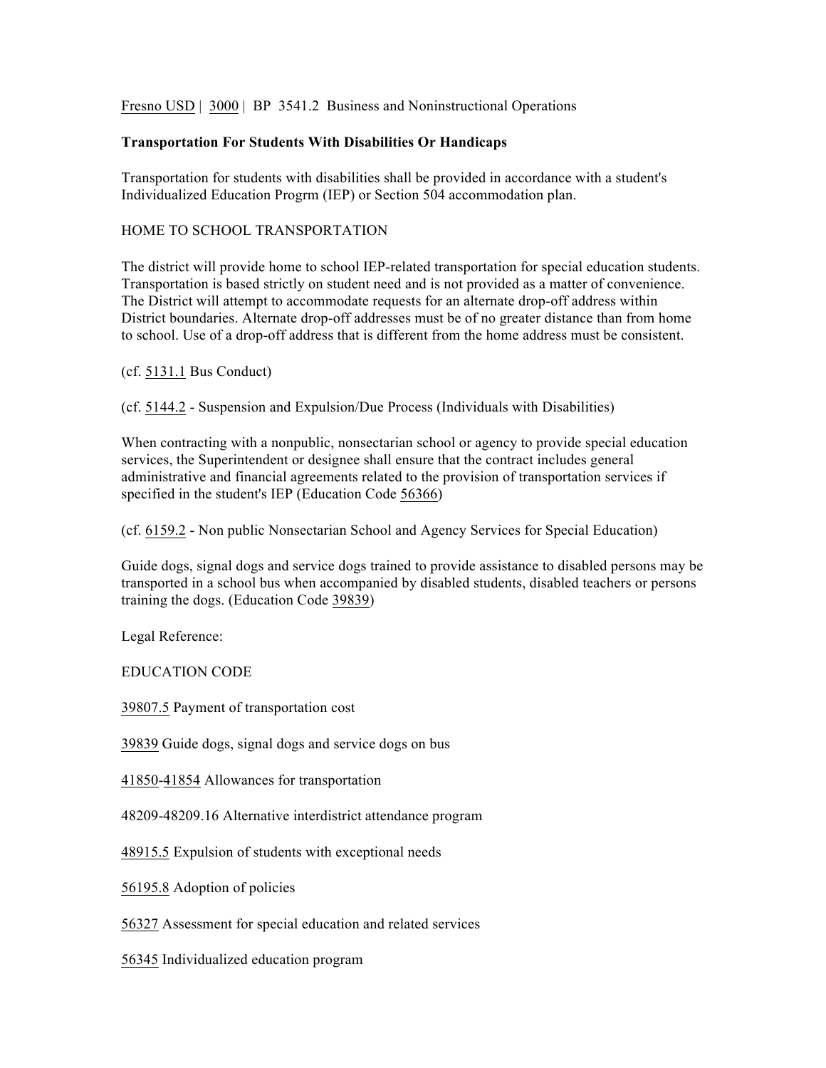Fresno USD | 3000 | BP 3541.2 Business and Noninstructional Operations

**Transportation For Students With Disabilities Or Handicaps**

Transportation for students with disabilities shall be provided in accordance with a student's Individualized Education Progrm (IEP) or Section 504 accommodation plan.

HOME TO SCHOOL TRANSPORTATION

The district will provide home to school IEP-related transportation for special education students. Transportation is based strictly on student need and is not provided as a matter of convenience. The District will attempt to accommodate requests for an alternate drop-off address within District boundaries. Alternate drop-off addresses must be of no greater distance than from home to school. Use of a drop-off address that is different from the home address must be consistent.

(cf. 5131.1 Bus Conduct)

(cf. 5144.2 - Suspension and Expulsion/Due Process (Individuals with Disabilities)

When contracting with a nonpublic, nonsectarian school or agency to provide special education services, the Superintendent or designee shall ensure that the contract includes general administrative and financial agreements related to the provision of transportation services if specified in the student's IEP (Education Code 56366)

(cf. 6159.2 - Non public Nonsectarian School and Agency Services for Special Education)

Guide dogs, signal dogs and service dogs trained to provide assistance to disabled persons may be transported in a school bus when accompanied by disabled students, disabled teachers or persons training the dogs. (Education Code 39839)

Legal Reference:

EDUCATION CODE

39807.5 Payment of transportation cost

39839 Guide dogs, signal dogs and service dogs on bus

41850-41854 Allowances for transportation

48209-48209.16 Alternative interdistrict attendance program

48915.5 Expulsion of students with exceptional needs

56195.8 Adoption of policies

56327 Assessment for special education and related services

56345 Individualized education program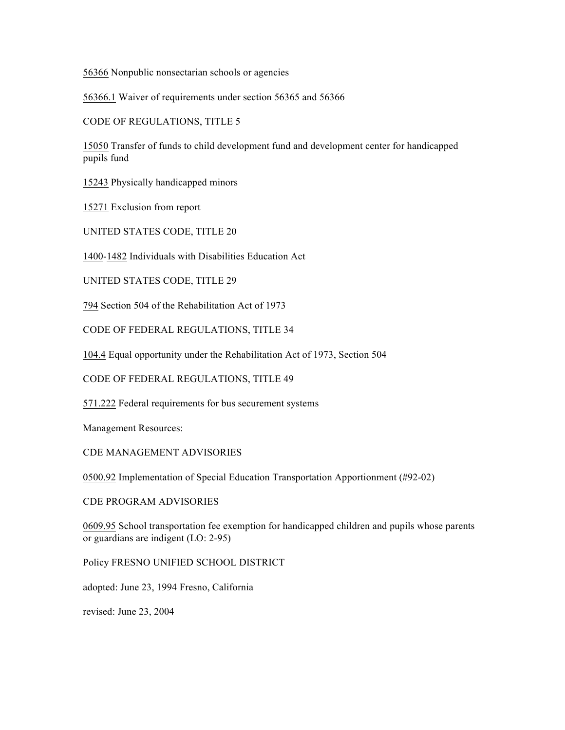56366 Nonpublic nonsectarian schools or agencies

56366.1 Waiver of requirements under section 56365 and 56366

CODE OF REGULATIONS, TITLE 5

15050 Transfer of funds to child development fund and development center for handicapped pupils fund

15243 Physically handicapped minors

15271 Exclusion from report

UNITED STATES CODE, TITLE 20

1400-1482 Individuals with Disabilities Education Act

UNITED STATES CODE, TITLE 29

794 Section 504 of the Rehabilitation Act of 1973

CODE OF FEDERAL REGULATIONS, TITLE 34

104.4 Equal opportunity under the Rehabilitation Act of 1973, Section 504

CODE OF FEDERAL REGULATIONS, TITLE 49

571.222 Federal requirements for bus securement systems

Management Resources:

CDE MANAGEMENT ADVISORIES

0500.92 Implementation of Special Education Transportation Apportionment (#92-02)

CDE PROGRAM ADVISORIES

0609.95 School transportation fee exemption for handicapped children and pupils whose parents or guardians are indigent (LO: 2-95)

Policy FRESNO UNIFIED SCHOOL DISTRICT

adopted: June 23, 1994 Fresno, California

revised: June 23, 2004